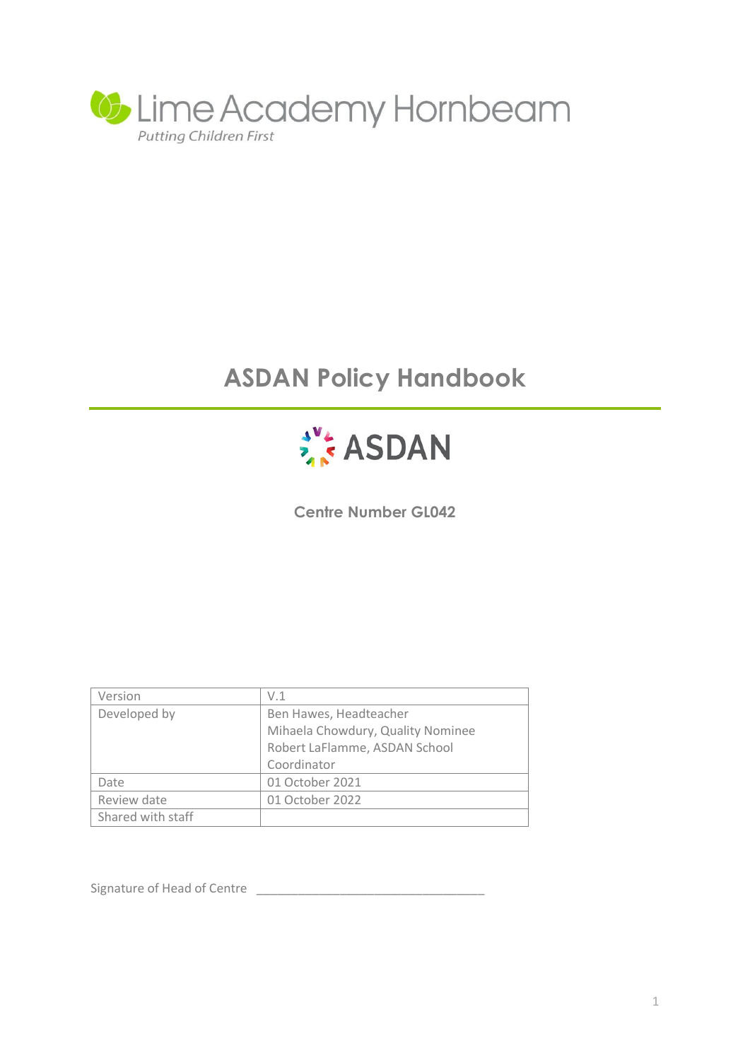Lime Academy Hornbeam

*Putting Children First*

# ASDAN Policy Handbook

ASDAN

**Centre Number GL042**

| Version | V.1 |
|---|---|
| Developed by | Ben Hawes, Headteacher<br>Mihaela Chowdury, Quality Nominee<br>Robert LaFlamme, ASDAN School Coordinator |
| Date | 01 October 2021 |
| Review date | 01 October 2022 |
| Shared with staff | |

Signature of Head of Centre ________________________________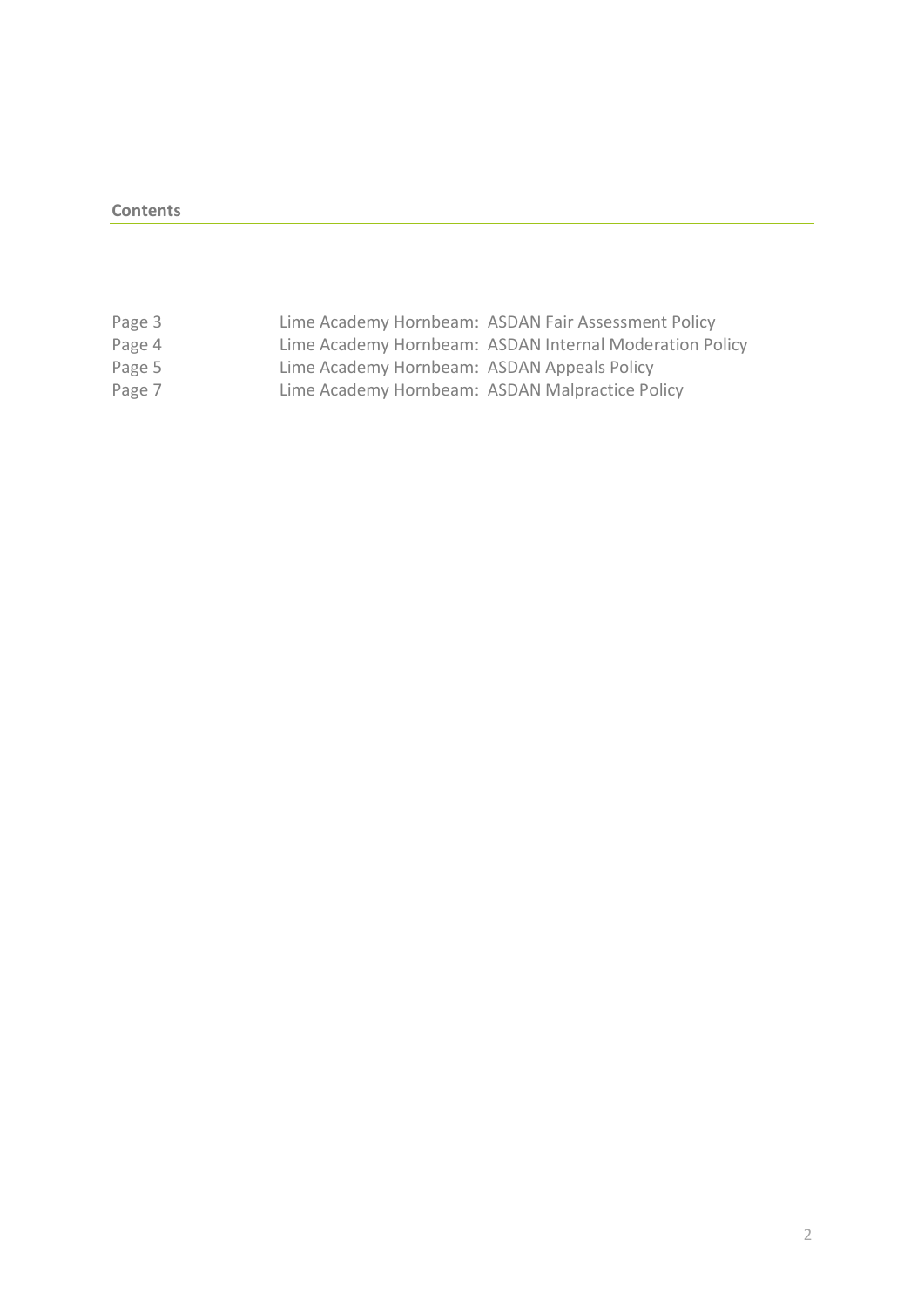**Contents**

| | |
|---|---|
| Page 3 | Lime Academy Hornbeam: ASDAN Fair Assessment Policy |
| Page 4 | Lime Academy Hornbeam: ASDAN Internal Moderation Policy |
| Page 5 | Lime Academy Hornbeam: ASDAN Appeals Policy |
| Page 7 | Lime Academy Hornbeam: ASDAN Malpractice Policy |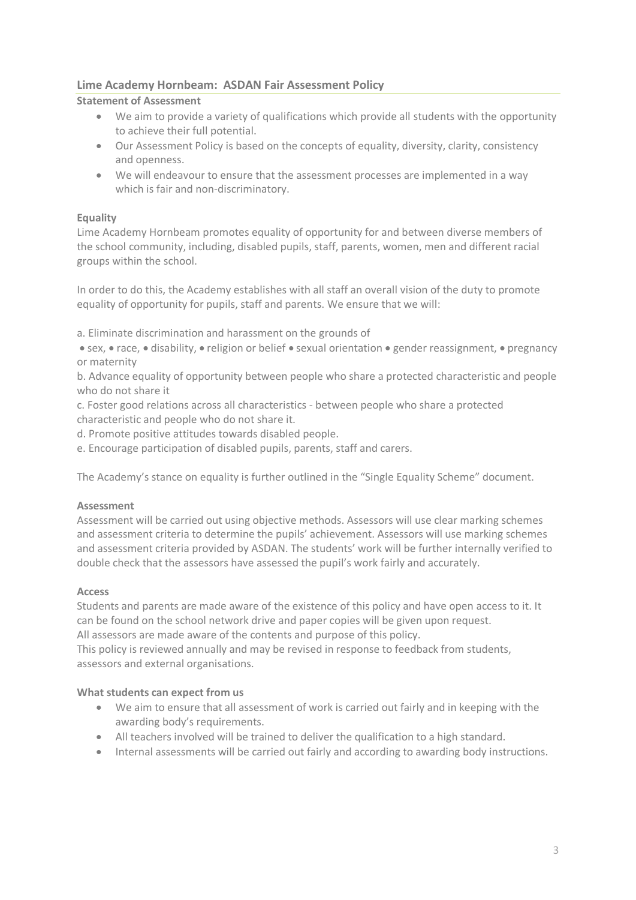## Lime Academy Hornbeam: ASDAN Fair Assessment Policy

**Statement of Assessment**

- We aim to provide a variety of qualifications which provide all students with the opportunity to achieve their full potential.
- Our Assessment Policy is based on the concepts of equality, diversity, clarity, consistency and openness.
- We will endeavour to ensure that the assessment processes are implemented in a way which is fair and non-discriminatory.

**Equality**

Lime Academy Hornbeam promotes equality of opportunity for and between diverse members of the school community, including, disabled pupils, staff, parents, women, men and different racial groups within the school.

In order to do this, the Academy establishes with all staff an overall vision of the duty to promote equality of opportunity for pupils, staff and parents. We ensure that we will:

a. Eliminate discrimination and harassment on the grounds of
• sex, • race, • disability, • religion or belief • sexual orientation • gender reassignment, • pregnancy or maternity

b. Advance equality of opportunity between people who share a protected characteristic and people who do not share it

c. Foster good relations across all characteristics - between people who share a protected characteristic and people who do not share it.

d. Promote positive attitudes towards disabled people.

e. Encourage participation of disabled pupils, parents, staff and carers.

The Academy's stance on equality is further outlined in the "Single Equality Scheme" document.

**Assessment**

Assessment will be carried out using objective methods. Assessors will use clear marking schemes and assessment criteria to determine the pupils' achievement. Assessors will use marking schemes and assessment criteria provided by ASDAN. The students' work will be further internally verified to double check that the assessors have assessed the pupil's work fairly and accurately.

**Access**

Students and parents are made aware of the existence of this policy and have open access to it. It can be found on the school network drive and paper copies will be given upon request.
All assessors are made aware of the contents and purpose of this policy.
This policy is reviewed annually and may be revised in response to feedback from students, assessors and external organisations.

**What students can expect from us**

- We aim to ensure that all assessment of work is carried out fairly and in keeping with the awarding body's requirements.
- All teachers involved will be trained to deliver the qualification to a high standard.
- Internal assessments will be carried out fairly and according to awarding body instructions.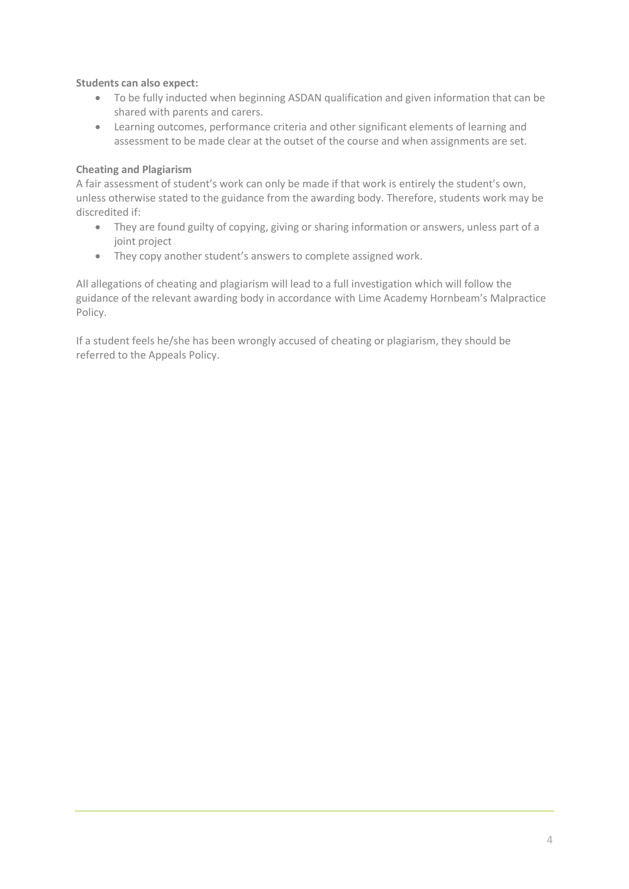**Students can also expect:**

- To be fully inducted when beginning ASDAN qualification and given information that can be shared with parents and carers.
- Learning outcomes, performance criteria and other significant elements of learning and assessment to be made clear at the outset of the course and when assignments are set.

**Cheating and Plagiarism**

A fair assessment of student's work can only be made if that work is entirely the student's own, unless otherwise stated to the guidance from the awarding body. Therefore, students work may be discredited if:

- They are found guilty of copying, giving or sharing information or answers, unless part of a joint project
- They copy another student's answers to complete assigned work.

All allegations of cheating and plagiarism will lead to a full investigation which will follow the guidance of the relevant awarding body in accordance with Lime Academy Hornbeam's Malpractice Policy.

If a student feels he/she has been wrongly accused of cheating or plagiarism, they should be referred to the Appeals Policy.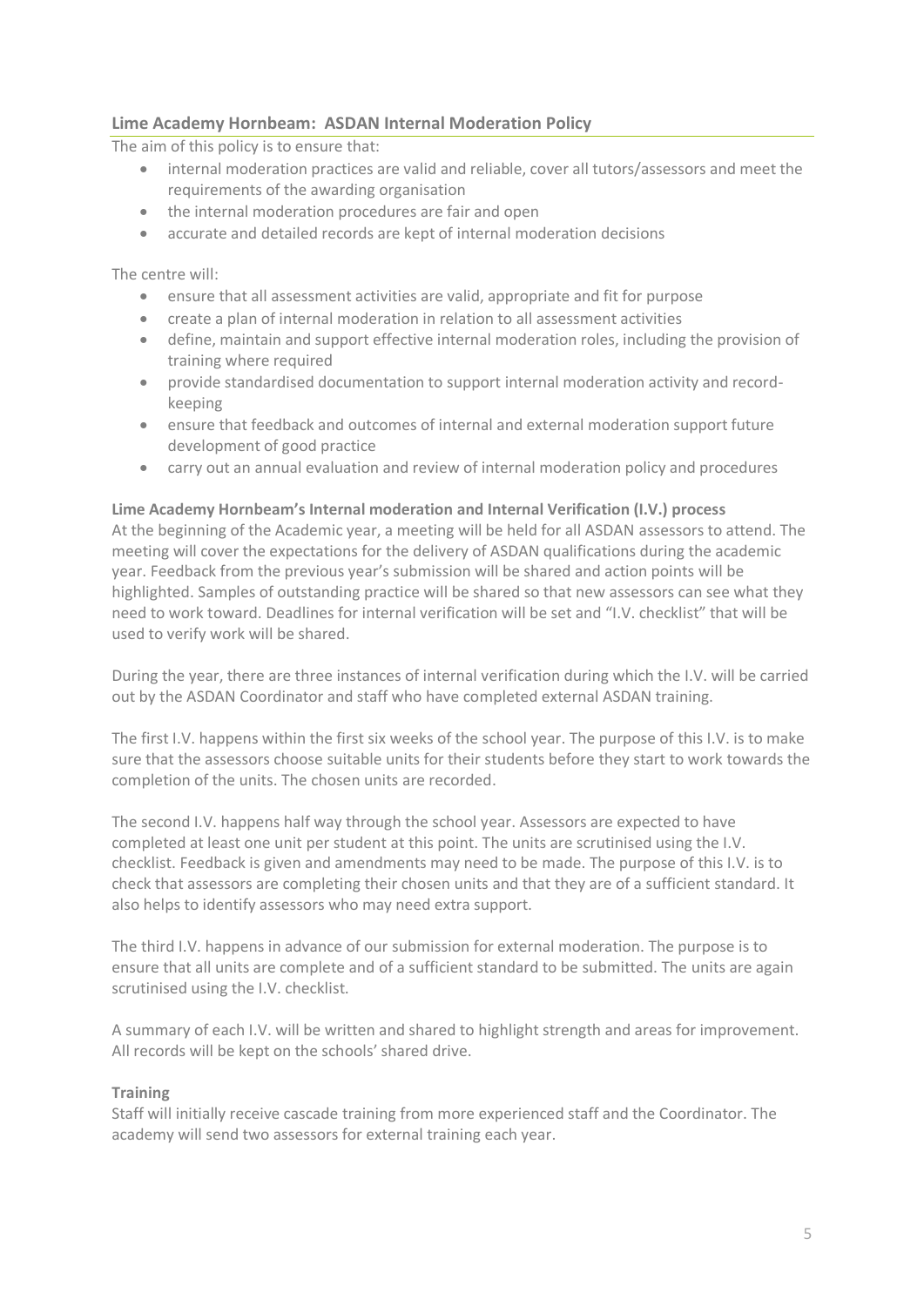## Lime Academy Hornbeam: ASDAN Internal Moderation Policy

The aim of this policy is to ensure that:

- internal moderation practices are valid and reliable, cover all tutors/assessors and meet the requirements of the awarding organisation
- the internal moderation procedures are fair and open
- accurate and detailed records are kept of internal moderation decisions

The centre will:

- ensure that all assessment activities are valid, appropriate and fit for purpose
- create a plan of internal moderation in relation to all assessment activities
- define, maintain and support effective internal moderation roles, including the provision of training where required
- provide standardised documentation to support internal moderation activity and record-keeping
- ensure that feedback and outcomes of internal and external moderation support future development of good practice
- carry out an annual evaluation and review of internal moderation policy and procedures

### Lime Academy Hornbeam's Internal moderation and Internal Verification (I.V.) process

At the beginning of the Academic year, a meeting will be held for all ASDAN assessors to attend. The meeting will cover the expectations for the delivery of ASDAN qualifications during the academic year. Feedback from the previous year's submission will be shared and action points will be highlighted. Samples of outstanding practice will be shared so that new assessors can see what they need to work toward. Deadlines for internal verification will be set and "I.V. checklist" that will be used to verify work will be shared.

During the year, there are three instances of internal verification during which the I.V. will be carried out by the ASDAN Coordinator and staff who have completed external ASDAN training.

The first I.V. happens within the first six weeks of the school year. The purpose of this I.V. is to make sure that the assessors choose suitable units for their students before they start to work towards the completion of the units. The chosen units are recorded.

The second I.V. happens half way through the school year. Assessors are expected to have completed at least one unit per student at this point. The units are scrutinised using the I.V. checklist. Feedback is given and amendments may need to be made. The purpose of this I.V. is to check that assessors are completing their chosen units and that they are of a sufficient standard. It also helps to identify assessors who may need extra support.

The third I.V. happens in advance of our submission for external moderation. The purpose is to ensure that all units are complete and of a sufficient standard to be submitted. The units are again scrutinised using the I.V. checklist.

A summary of each I.V. will be written and shared to highlight strength and areas for improvement. All records will be kept on the schools' shared drive.

### Training

Staff will initially receive cascade training from more experienced staff and the Coordinator. The academy will send two assessors for external training each year.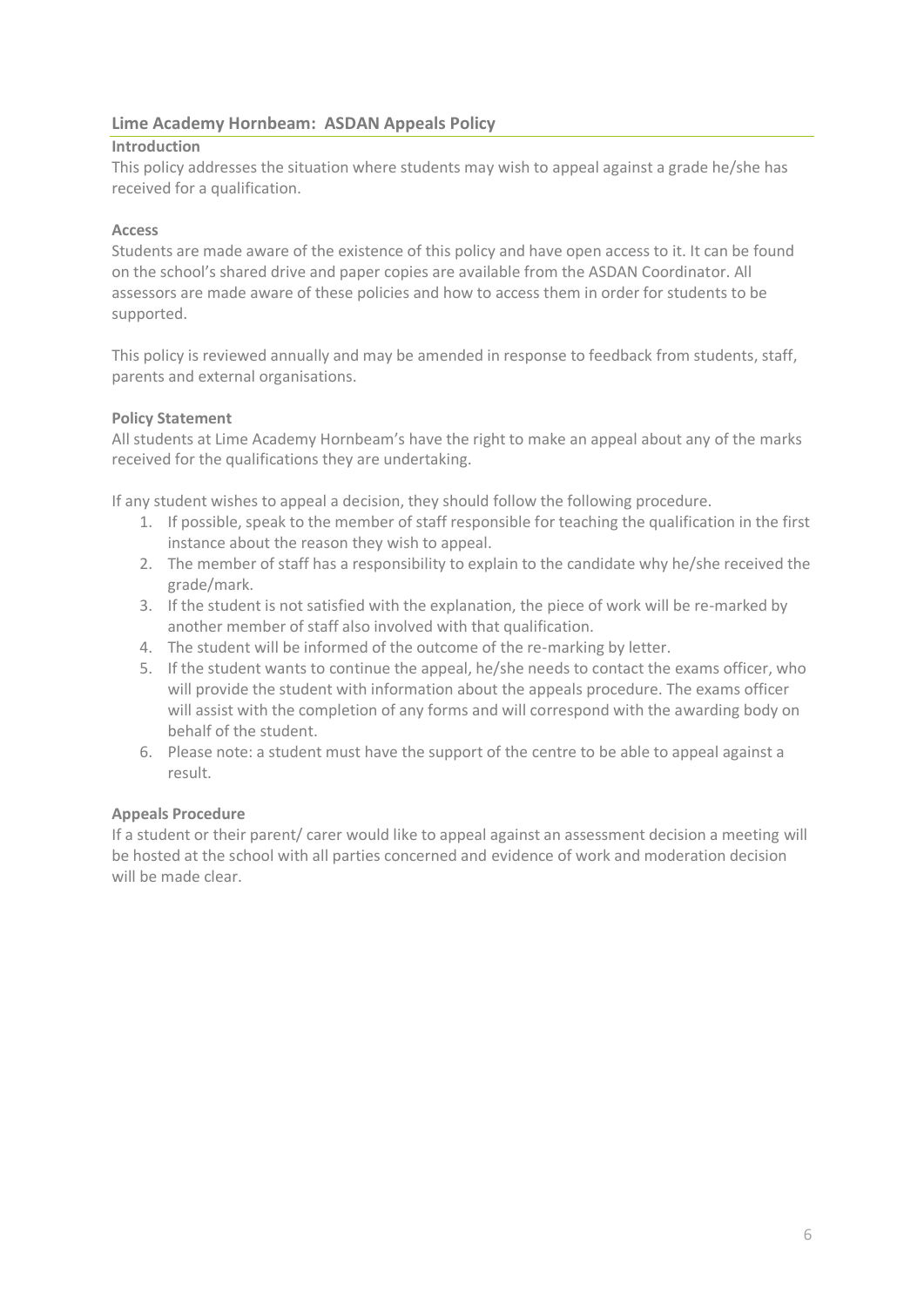## Lime Academy Hornbeam: ASDAN Appeals Policy

### Introduction

This policy addresses the situation where students may wish to appeal against a grade he/she has received for a qualification.

### Access

Students are made aware of the existence of this policy and have open access to it. It can be found on the school's shared drive and paper copies are available from the ASDAN Coordinator. All assessors are made aware of these policies and how to access them in order for students to be supported.

This policy is reviewed annually and may be amended in response to feedback from students, staff, parents and external organisations.

### Policy Statement

All students at Lime Academy Hornbeam's have the right to make an appeal about any of the marks received for the qualifications they are undertaking.

If any student wishes to appeal a decision, they should follow the following procedure.

1. If possible, speak to the member of staff responsible for teaching the qualification in the first instance about the reason they wish to appeal.
2. The member of staff has a responsibility to explain to the candidate why he/she received the grade/mark.
3. If the student is not satisfied with the explanation, the piece of work will be re-marked by another member of staff also involved with that qualification.
4. The student will be informed of the outcome of the re-marking by letter.
5. If the student wants to continue the appeal, he/she needs to contact the exams officer, who will provide the student with information about the appeals procedure. The exams officer will assist with the completion of any forms and will correspond with the awarding body on behalf of the student.
6. Please note: a student must have the support of the centre to be able to appeal against a result.

### Appeals Procedure

If a student or their parent/ carer would like to appeal against an assessment decision a meeting will be hosted at the school with all parties concerned and evidence of work and moderation decision will be made clear.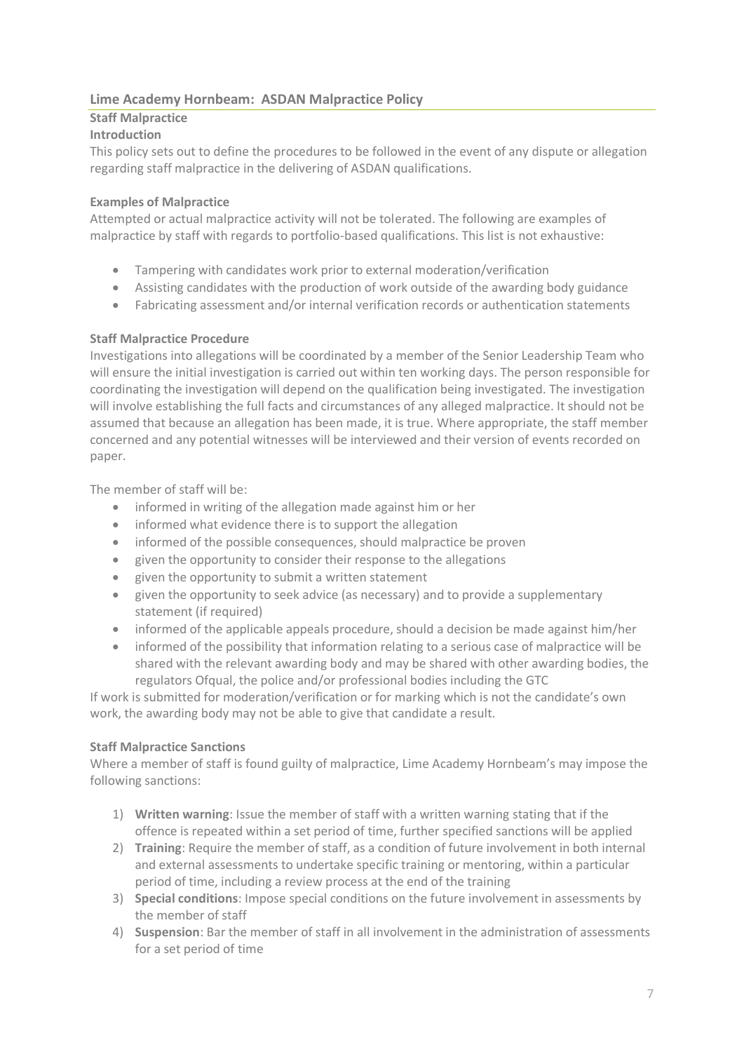## Lime Academy Hornbeam: ASDAN Malpractice Policy

### Staff Malpractice

### Introduction

This policy sets out to define the procedures to be followed in the event of any dispute or allegation regarding staff malpractice in the delivering of ASDAN qualifications.

### Examples of Malpractice

Attempted or actual malpractice activity will not be tolerated. The following are examples of malpractice by staff with regards to portfolio-based qualifications. This list is not exhaustive:

- Tampering with candidates work prior to external moderation/verification
- Assisting candidates with the production of work outside of the awarding body guidance
- Fabricating assessment and/or internal verification records or authentication statements

### Staff Malpractice Procedure

Investigations into allegations will be coordinated by a member of the Senior Leadership Team who will ensure the initial investigation is carried out within ten working days. The person responsible for coordinating the investigation will depend on the qualification being investigated. The investigation will involve establishing the full facts and circumstances of any alleged malpractice. It should not be assumed that because an allegation has been made, it is true. Where appropriate, the staff member concerned and any potential witnesses will be interviewed and their version of events recorded on paper.

The member of staff will be:

- informed in writing of the allegation made against him or her
- informed what evidence there is to support the allegation
- informed of the possible consequences, should malpractice be proven
- given the opportunity to consider their response to the allegations
- given the opportunity to submit a written statement
- given the opportunity to seek advice (as necessary) and to provide a supplementary statement (if required)
- informed of the applicable appeals procedure, should a decision be made against him/her
- informed of the possibility that information relating to a serious case of malpractice will be shared with the relevant awarding body and may be shared with other awarding bodies, the regulators Ofqual, the police and/or professional bodies including the GTC

If work is submitted for moderation/verification or for marking which is not the candidate's own work, the awarding body may not be able to give that candidate a result.

### Staff Malpractice Sanctions

Where a member of staff is found guilty of malpractice, Lime Academy Hornbeam's may impose the following sanctions:

1) **Written warning**: Issue the member of staff with a written warning stating that if the offence is repeated within a set period of time, further specified sanctions will be applied
2) **Training**: Require the member of staff, as a condition of future involvement in both internal and external assessments to undertake specific training or mentoring, within a particular period of time, including a review process at the end of the training
3) **Special conditions**: Impose special conditions on the future involvement in assessments by the member of staff
4) **Suspension**: Bar the member of staff in all involvement in the administration of assessments for a set period of time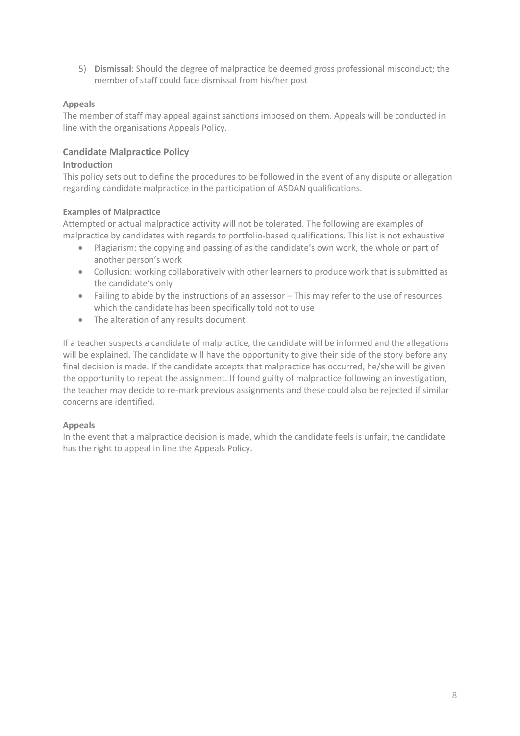5) **Dismissal**: Should the degree of malpractice be deemed gross professional misconduct; the member of staff could face dismissal from his/her post

**Appeals**

The member of staff may appeal against sanctions imposed on them. Appeals will be conducted in line with the organisations Appeals Policy.

## Candidate Malpractice Policy

**Introduction**

This policy sets out to define the procedures to be followed in the event of any dispute or allegation regarding candidate malpractice in the participation of ASDAN qualifications.

**Examples of Malpractice**

Attempted or actual malpractice activity will not be tolerated. The following are examples of malpractice by candidates with regards to portfolio-based qualifications. This list is not exhaustive:

- Plagiarism: the copying and passing of as the candidate's own work, the whole or part of another person's work
- Collusion: working collaboratively with other learners to produce work that is submitted as the candidate's only
- Failing to abide by the instructions of an assessor – This may refer to the use of resources which the candidate has been specifically told not to use
- The alteration of any results document

If a teacher suspects a candidate of malpractice, the candidate will be informed and the allegations will be explained. The candidate will have the opportunity to give their side of the story before any final decision is made. If the candidate accepts that malpractice has occurred, he/she will be given the opportunity to repeat the assignment. If found guilty of malpractice following an investigation, the teacher may decide to re-mark previous assignments and these could also be rejected if similar concerns are identified.

**Appeals**

In the event that a malpractice decision is made, which the candidate feels is unfair, the candidate has the right to appeal in line the Appeals Policy.